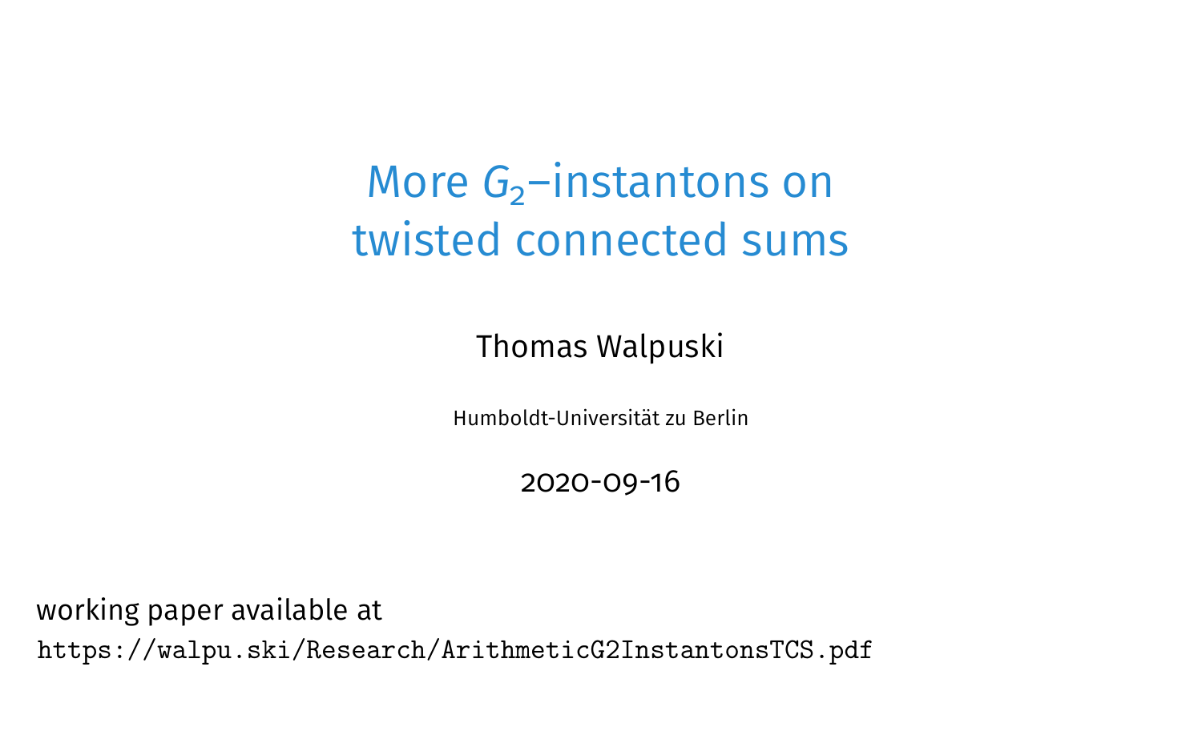# More $G_2$–instantons on twisted connected sums

Thomas Walpuski

Humboldt-Universität zu Berlin

2020-09-16

working paper available at

`https://walpu.ski/Research/ArithmeticG2InstantonsTCS.pdf`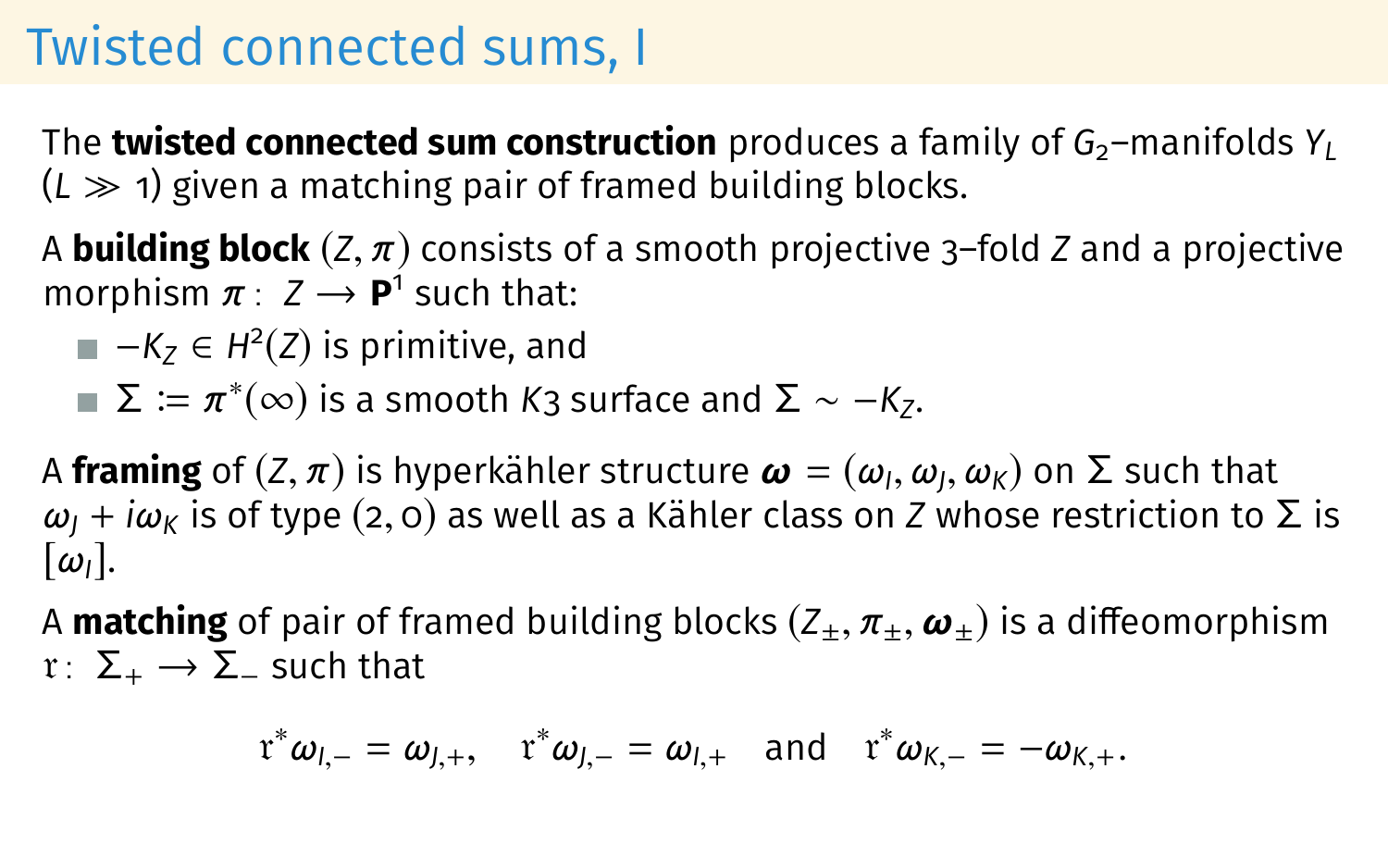# Twisted connected sums, I

The **twisted connected sum construction** produces a family of $G_2$–manifolds $Y_L$ ($L \gg 1$) given a matching pair of framed building blocks.

A **building block** $(Z, \pi)$ consists of a smooth projective 3–fold $Z$ and a projective morphism $\pi\colon\ Z \longrightarrow \mathbf{P}^1$ such that:

- $-K_Z \in H^2(Z)$ is primitive, and
- $\Sigma := \pi^*(\infty)$ is a smooth $K3$ surface and $\Sigma \sim -K_Z$.

A **framing** of $(Z, \pi)$ is hyperkähler structure $\boldsymbol{\omega} = (\omega_I, \omega_J, \omega_K)$ on $\Sigma$ such that $\omega_J + i\omega_K$ is of type $(2, 0)$ as well as a Kähler class on $Z$ whose restriction to $\Sigma$ is $[\omega_I]$.

A **matching** of pair of framed building blocks $(Z_\pm, \pi_\pm, \boldsymbol{\omega}_\pm)$ is a diffeomorphism $\mathfrak{r}\colon\ \Sigma_+ \longrightarrow \Sigma_-$ such that

$$\mathfrak{r}^*\omega_{I,-} = \omega_{J,+}, \quad \mathfrak{r}^*\omega_{J,-} = \omega_{I,+} \quad \text{and} \quad \mathfrak{r}^*\omega_{K,-} = -\omega_{K,+}.$$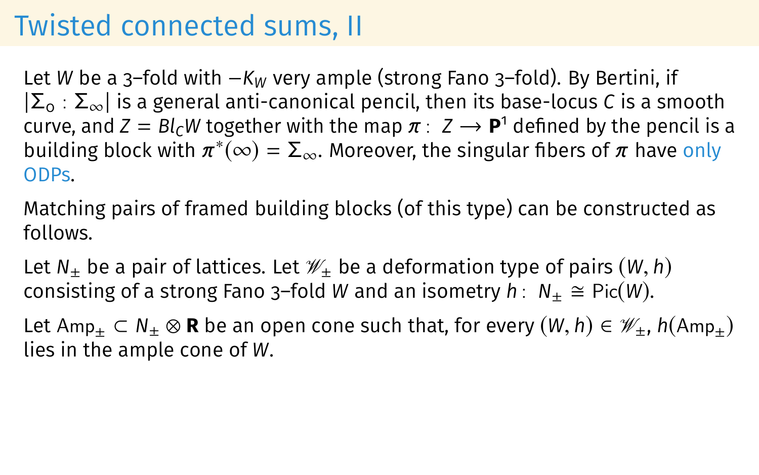# Twisted connected sums, II

Let $W$ be a 3–fold with $-K_W$ very ample (strong Fano 3–fold). By Bertini, if $|\Sigma_0 : \Sigma_\infty|$ is a general anti-canonical pencil, then its base-locus $C$ is a smooth curve, and $Z = Bl_C W$ together with the map $\pi\colon\ Z \longrightarrow \mathbf{P}^1$ defined by the pencil is a building block with $\pi^*(\infty) = \Sigma_\infty$. Moreover, the singular fibers of $\pi$ have only ODPs.

Matching pairs of framed building blocks (of this type) can be constructed as follows.

Let $N_\pm$ be a pair of lattices. Let $\mathscr{W}_\pm$ be a deformation type of pairs $(W, h)$ consisting of a strong Fano 3–fold $W$ and an isometry $h\colon\ N_\pm \cong \mathrm{Pic}(W)$.

Let $\mathrm{Amp}_\pm \subset N_\pm \otimes \mathbf{R}$ be an open cone such that, for every $(W, h) \in \mathscr{W}_\pm$, $h(\mathrm{Amp}_\pm)$ lies in the ample cone of $W$.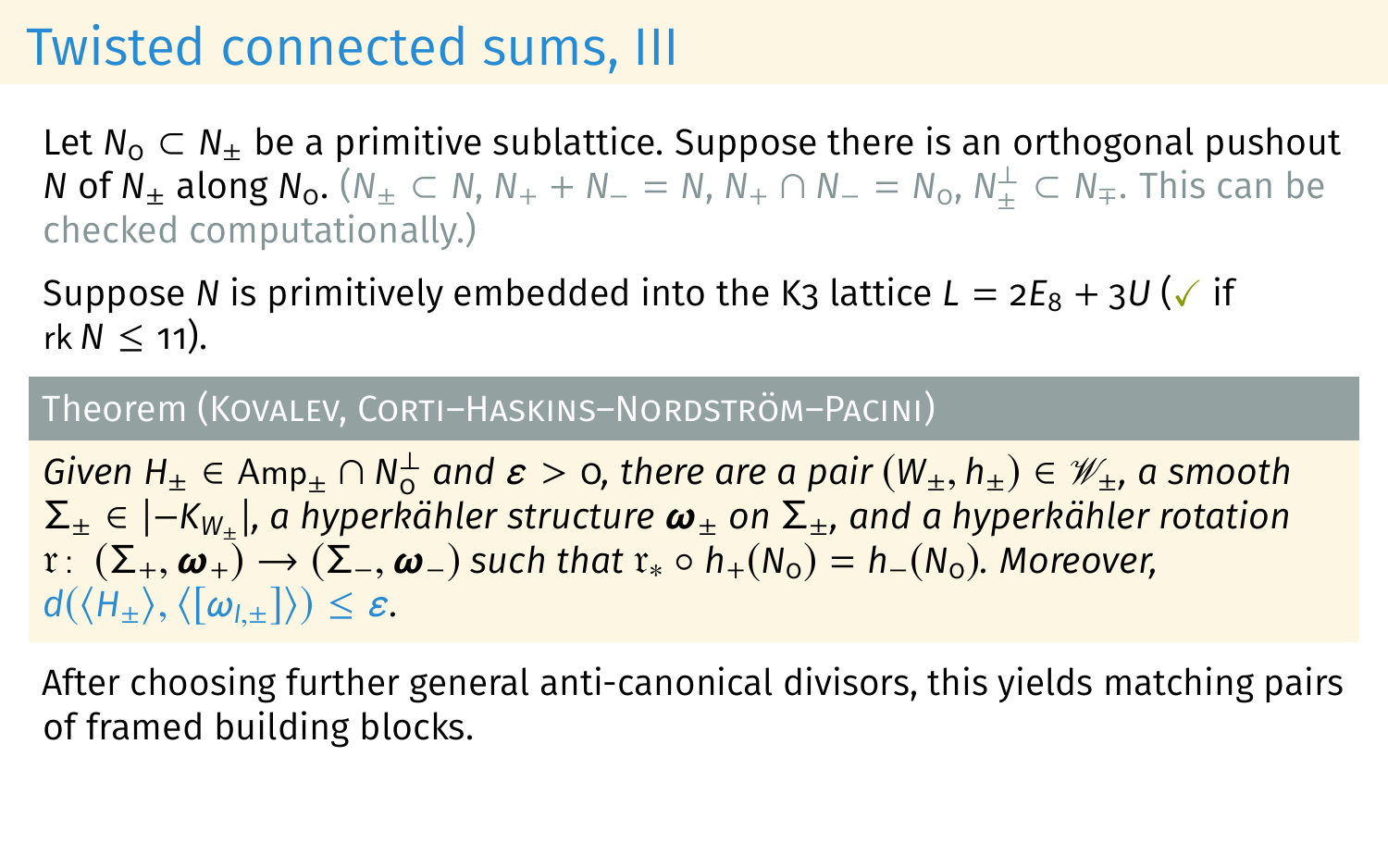# Twisted connected sums, III

Let $N_0 \subset N_\pm$ be a primitive sublattice. Suppose there is an orthogonal pushout $N$ of $N_\pm$ along $N_0$. ($N_\pm \subset N$, $N_+ + N_- = N$, $N_+ \cap N_- = N_0$, $N_\pm^\perp \subset N_\mp$. This can be checked computationally.)

Suppose $N$ is primitively embedded into the K3 lattice $L = 2E_8 + 3U$ (✓ if $\operatorname{rk} N \leq 11$).

**Theorem (Kovalev, Corti–Haskins–Nordström–Pacini)**

*Given $H_\pm \in \mathrm{Amp}_\pm \cap N_0^\perp$ and $\varepsilon > 0$, there are a pair $(W_\pm, h_\pm) \in \mathscr{W}_\pm$, a smooth $\Sigma_\pm \in |-K_{W_\pm}|$, a hyperkähler structure $\boldsymbol{\omega}_\pm$ on $\Sigma_\pm$, and a hyperkähler rotation $\mathfrak{r}\colon (\Sigma_+, \boldsymbol{\omega}_+) \to (\Sigma_-, \boldsymbol{\omega}_-)$ such that $\mathfrak{r}_* \circ h_+(N_0) = h_-(N_0)$. Moreover, $d(\langle H_\pm \rangle, \langle [\omega_{I,\pm}] \rangle) \leq \varepsilon$.*

After choosing further general anti-canonical divisors, this yields matching pairs of framed building blocks.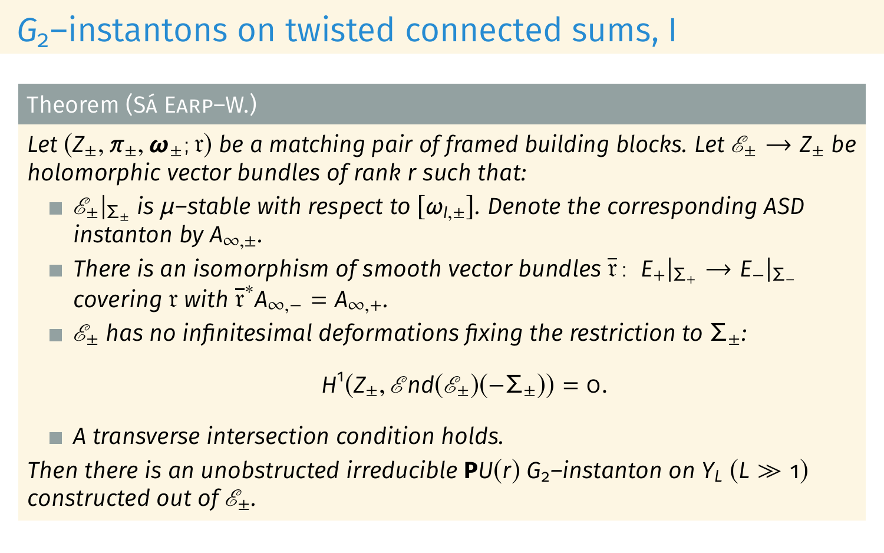# $G_2$–instantons on twisted connected sums, I

**Theorem (Sá Earp–W.)**

*Let $(Z_\pm, \boldsymbol{\pi}_\pm, \boldsymbol{\omega}_\pm; \mathfrak{r})$ be a matching pair of framed building blocks. Let $\mathscr{E}_\pm \longrightarrow Z_\pm$ be holomorphic vector bundles of rank $r$ such that:*

- *$\mathscr{E}_\pm|_{\Sigma_\pm}$ is $\mu$–stable with respect to $[\omega_{I,\pm}]$. Denote the corresponding ASD instanton by $A_{\infty,\pm}$.*
- *There is an isomorphism of smooth vector bundles $\bar{\mathfrak{r}}\colon\ E_+|_{\Sigma_+} \longrightarrow E_-|_{\Sigma_-}$ covering $\mathfrak{r}$ with $\bar{\mathfrak{r}}^* A_{\infty,-} = A_{\infty,+}$.*
- *$\mathscr{E}_\pm$ has no infinitesimal deformations fixing the restriction to $\Sigma_\pm$:*

$$H^1(Z_\pm, \mathscr{E}nd(\mathscr{E}_\pm)(-\Sigma_\pm)) = 0.$$

- *A transverse intersection condition holds.*

*Then there is an unobstructed irreducible $\mathbf{P}U(r)$ $G_2$–instanton on $Y_L$ $(L \gg 1)$ constructed out of $\mathscr{E}_\pm$.*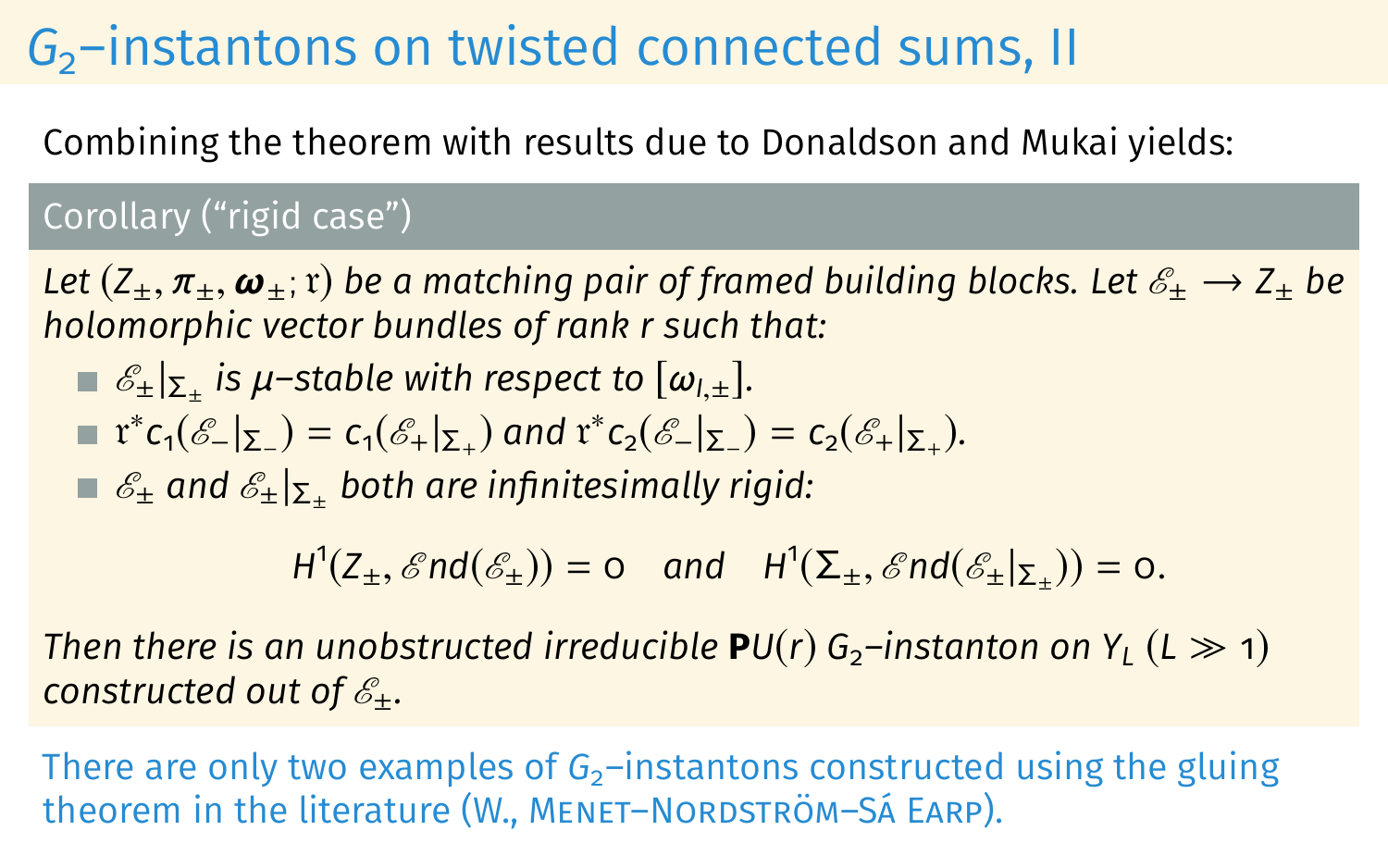# $G_2$–instantons on twisted connected sums, II

Combining the theorem with results due to Donaldson and Mukai yields:

**Corollary ("rigid case")**

*Let $(Z_\pm, \pi_\pm, \boldsymbol{\omega}_\pm; \mathfrak{r})$ be a matching pair of framed building blocks. Let $\mathscr{E}_\pm \to Z_\pm$ be holomorphic vector bundles of rank $r$ such that:*

- *$\mathscr{E}_\pm|_{\Sigma_\pm}$ is $\mu$–stable with respect to $[\omega_{I,\pm}]$.*
- *$\mathfrak{r}^* c_1(\mathscr{E}_-|_{\Sigma_-}) = c_1(\mathscr{E}_+|_{\Sigma_+})$ and $\mathfrak{r}^* c_2(\mathscr{E}_-|_{\Sigma_-}) = c_2(\mathscr{E}_+|_{\Sigma_+})$.*
- *$\mathscr{E}_\pm$ and $\mathscr{E}_\pm|_{\Sigma_\pm}$ both are infinitesimally rigid:*

$$H^1(Z_\pm, \mathscr{E}nd(\mathscr{E}_\pm)) = 0 \quad \text{and} \quad H^1(\Sigma_\pm, \mathscr{E}nd(\mathscr{E}_\pm|_{\Sigma_\pm})) = 0.$$

*Then there is an unobstructed irreducible $\mathbf{P}U(r)$ $G_2$–instanton on $Y_L$ ($L \gg 1$) constructed out of $\mathscr{E}_\pm$.*

There are only two examples of $G_2$–instantons constructed using the gluing theorem in the literature (W., Menet–Nordström–Sá Earp).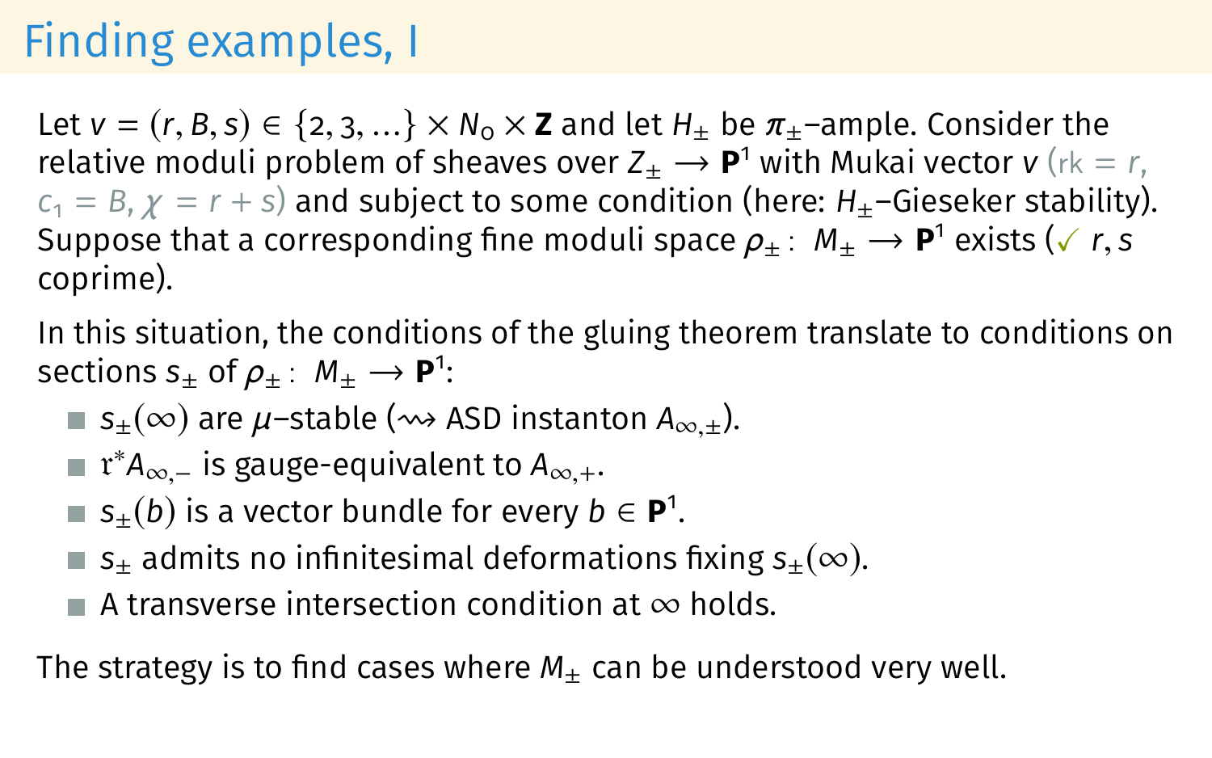# Finding examples, I

Let $v = (r, B, s) \in \{2, 3, \ldots\} \times N_0 \times \mathbf{Z}$ and let $H_\pm$ be $\pi_\pm$–ample. Consider the relative moduli problem of sheaves over $Z_\pm \longrightarrow \mathbf{P}^1$ with Mukai vector $v$ ($\mathrm{rk} = r$, $c_1 = B$, $\chi = r + s$) and subject to some condition (here: $H_\pm$–Gieseker stability). Suppose that a corresponding fine moduli space $\rho_\pm \colon M_\pm \longrightarrow \mathbf{P}^1$ exists (✓ $r, s$ coprime).

In this situation, the conditions of the gluing theorem translate to conditions on sections $s_\pm$ of $\rho_\pm \colon M_\pm \longrightarrow \mathbf{P}^1$:

- $s_\pm(\infty)$ are $\mu$–stable ($\rightsquigarrow$ ASD instanton $A_{\infty,\pm}$).
- $\mathfrak{r}^* A_{\infty,-}$ is gauge-equivalent to $A_{\infty,+}$.
- $s_\pm(b)$ is a vector bundle for every $b \in \mathbf{P}^1$.
- $s_\pm$ admits no infinitesimal deformations fixing $s_\pm(\infty)$.
- A transverse intersection condition at $\infty$ holds.

The strategy is to find cases where $M_\pm$ can be understood very well.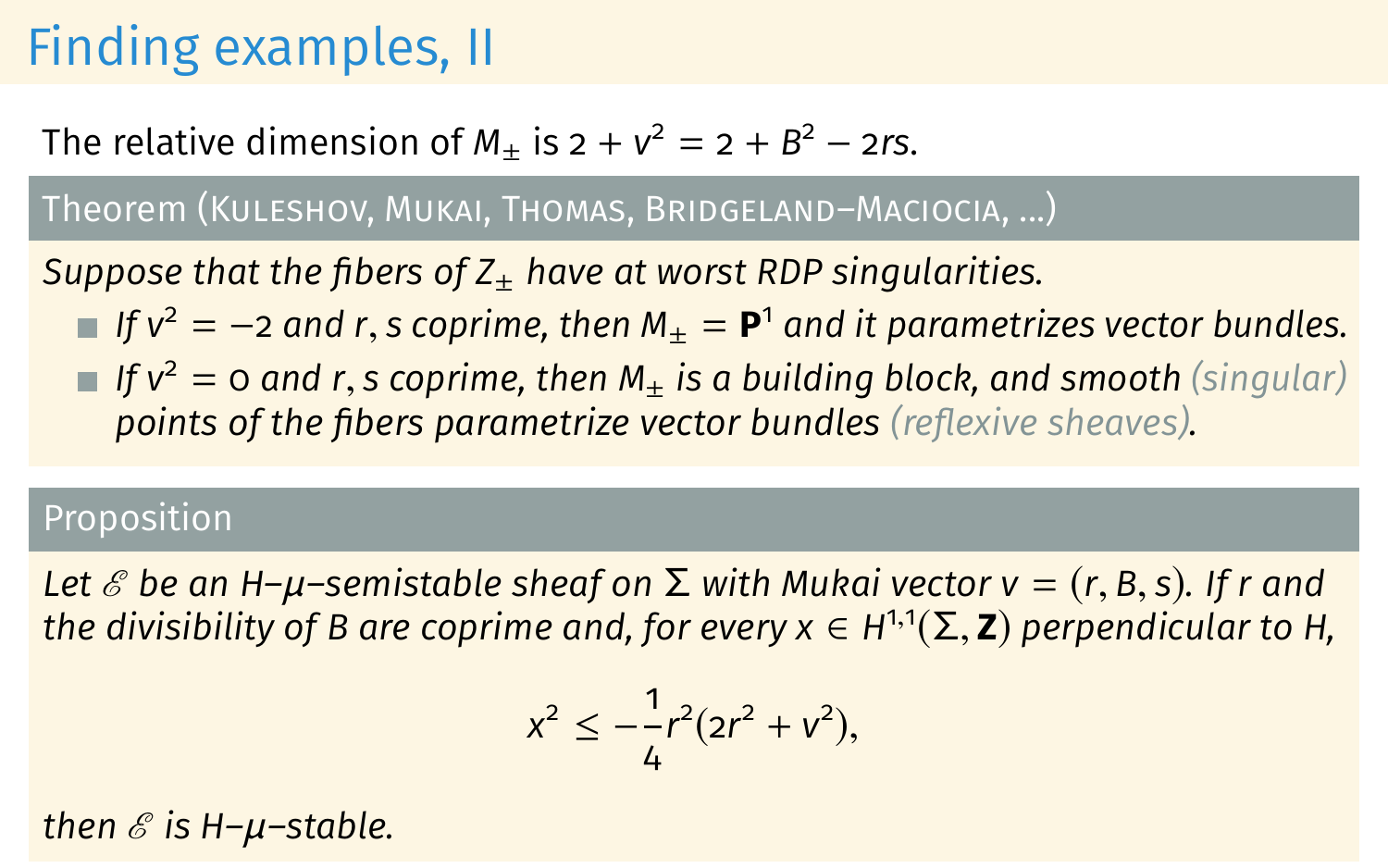# Finding examples, II

The relative dimension of $M_\pm$ is $2 + v^2 = 2 + B^2 - 2rs$.

**Theorem** (Kuleshov, Mukai, Thomas, Bridgeland–Maciocia, ...)

*Suppose that the fibers of $Z_\pm$ have at worst RDP singularities.*

- *If $v^2 = -2$ and $r, s$ coprime, then $M_\pm = \mathbf{P}^1$ and it parametrizes vector bundles.*
- *If $v^2 = 0$ and $r, s$ coprime, then $M_\pm$ is a building block, and smooth (singular) points of the fibers parametrize vector bundles (reflexive sheaves).*

**Proposition**

*Let $\mathscr{E}$ be an $H$–$\mu$–semistable sheaf on $\Sigma$ with Mukai vector $v = (r, B, s)$. If $r$ and the divisibility of $B$ are coprime and, for every $x \in H^{1,1}(\Sigma, \mathbf{Z})$ perpendicular to $H$,*

$$x^2 \leq -\frac{1}{4} r^2 (2r^2 + v^2),$$

*then $\mathscr{E}$ is $H$–$\mu$–stable.*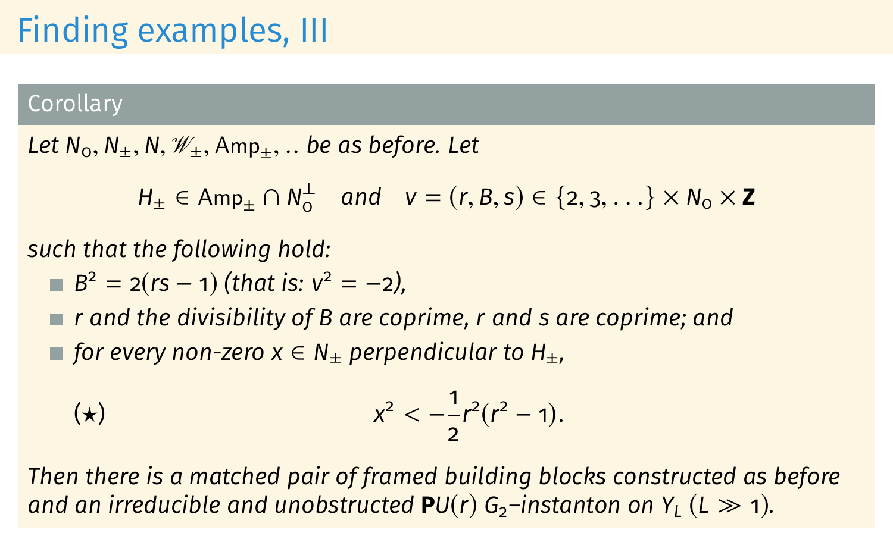# Finding examples, III

**Corollary**

*Let $N_0, N_\pm, N, \mathscr{W}_\pm, \mathrm{Amp}_\pm, ..$ be as before. Let*

$$H_\pm \in \mathrm{Amp}_\pm \cap N_0^\perp \quad \textit{and} \quad v = (r, B, s) \in \{2, 3, \dots\} \times N_0 \times \mathbf{Z}$$

*such that the following hold:*

- *$B^2 = 2(rs - 1)$ (that is: $v^2 = -2$),*
- *$r$ and the divisibility of $B$ are coprime, $r$ and $s$ are coprime; and*
- *for every non-zero $x \in N_\pm$ perpendicular to $H_\pm$,*

$$(\star) \qquad x^2 < -\frac{1}{2} r^2 (r^2 - 1).$$

*Then there is a matched pair of framed building blocks constructed as before and an irreducible and unobstructed $\mathbf{P}U(r)$ $G_2$–instanton on $Y_L$ ($L \gg 1$).*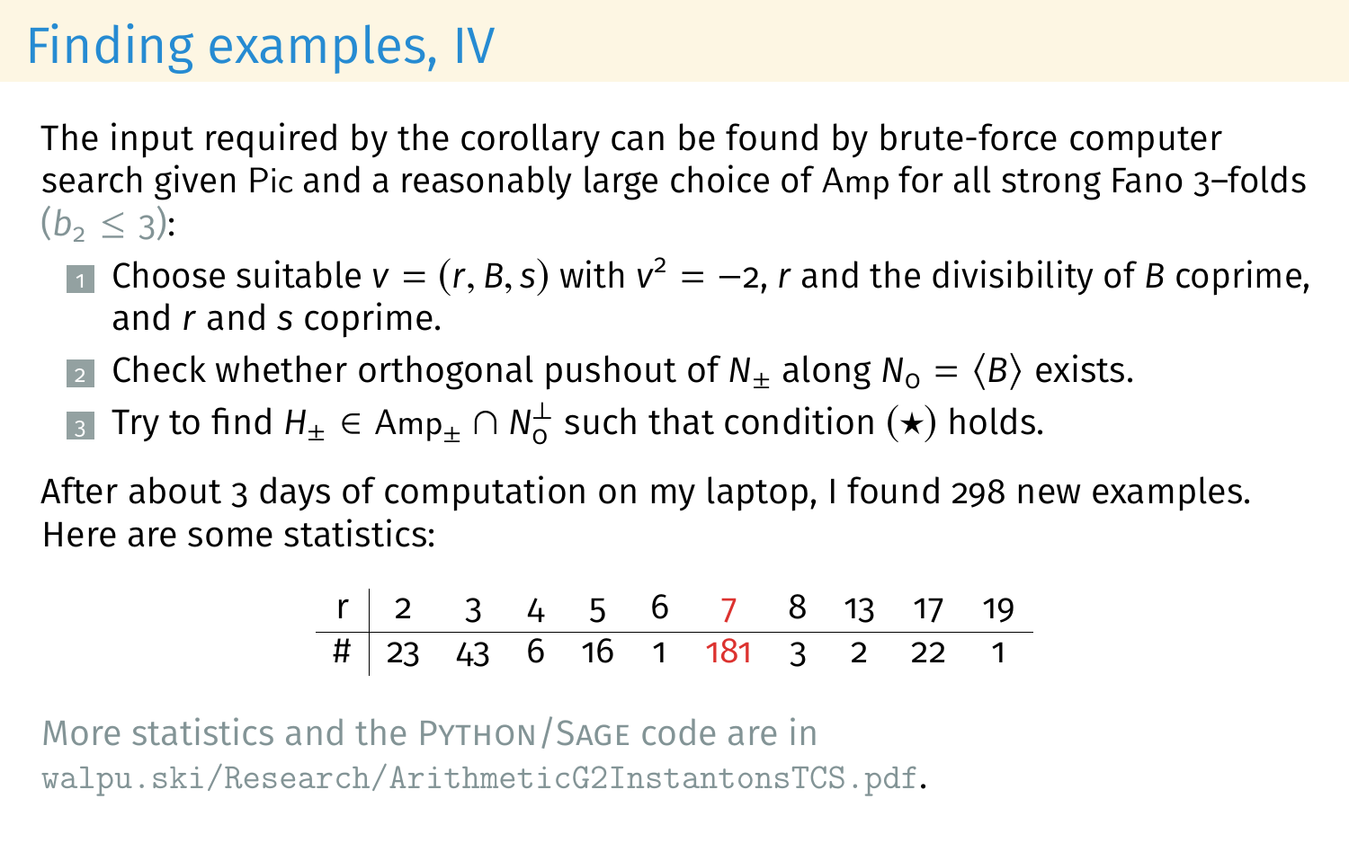# Finding examples, IV

The input required by the corollary can be found by brute-force computer search given Pic and a reasonably large choice of Amp for all strong Fano 3–folds ($b_2 \leq 3$):

1. Choose suitable $v = (r, B, s)$ with $v^2 = -2$, $r$ and the divisibility of $B$ coprime, and $r$ and $s$ coprime.
2. Check whether orthogonal pushout of $N_\pm$ along $N_0 = \langle B \rangle$ exists.
3. Try to find $H_\pm \in \mathrm{Amp}_\pm \cap N_0^\perp$ such that condition $(\star)$ holds.

After about 3 days of computation on my laptop, I found 298 new examples. Here are some statistics:

| r | 2 | 3 | 4 | 5 | 6 | 7 | 8 | 13 | 17 | 19 |
|---|---|---|---|---|---|---|---|---|---|---|
| # | 23 | 43 | 6 | 16 | 1 | 181 | 3 | 2 | 22 | 1 |

More statistics and the Python/Sage code are in walpu.ski/Research/ArithmeticG2InstantonsTCS.pdf.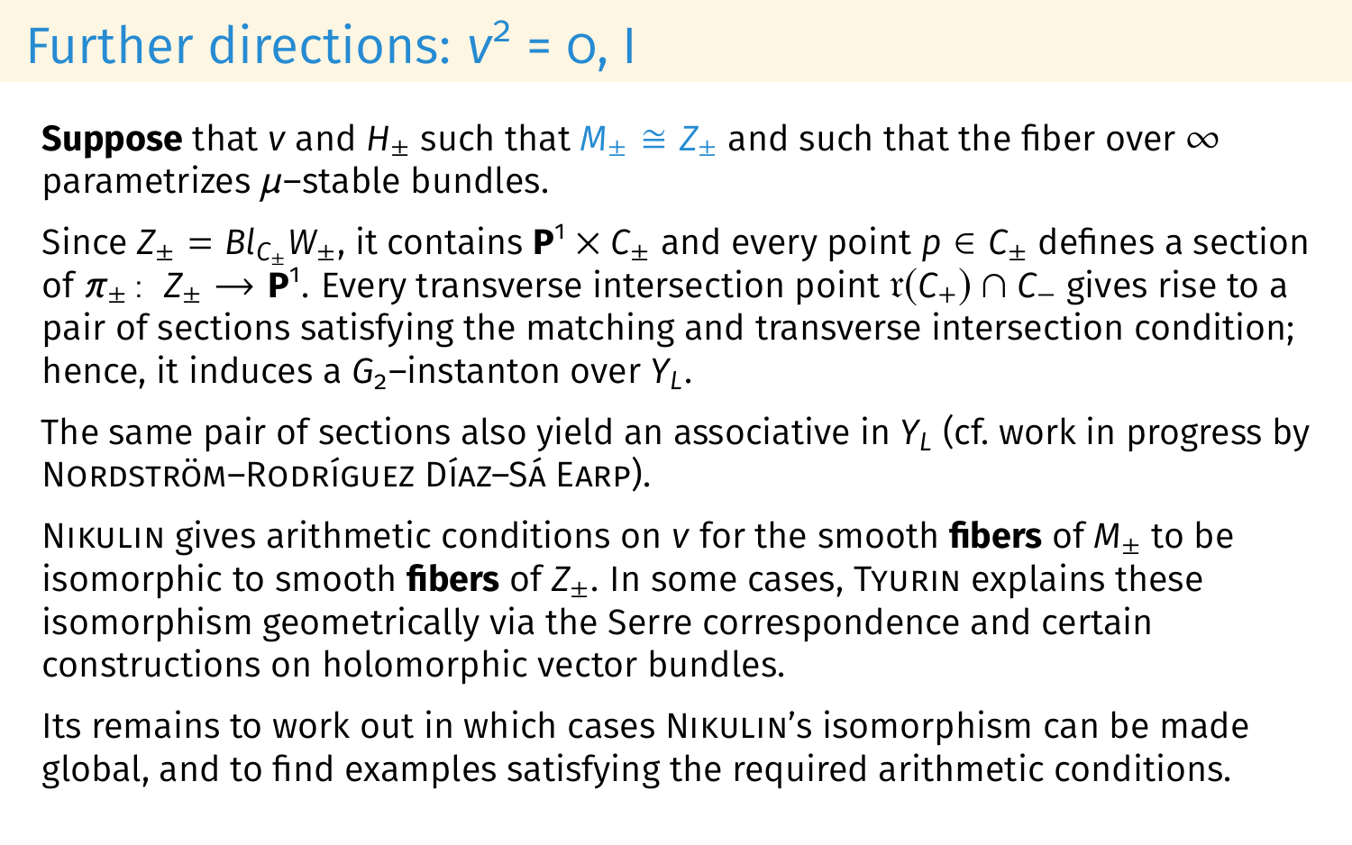# Further directions: $v^2 = 0, 1$

**Suppose** that $v$ and $H_\pm$ such that $M_\pm \cong Z_\pm$ and such that the fiber over $\infty$ parametrizes $\mu$–stable bundles.

Since $Z_\pm = Bl_{C_\pm} W_\pm$, it contains $\mathbf{P}^1 \times C_\pm$ and every point $p \in C_\pm$ defines a section of $\pi_\pm \colon Z_\pm \longrightarrow \mathbf{P}^1$. Every transverse intersection point $\mathfrak{r}(C_+) \cap C_-$ gives rise to a pair of sections satisfying the matching and transverse intersection condition; hence, it induces a $G_2$–instanton over $Y_L$.

The same pair of sections also yield an associative in $Y_L$ (cf. work in progress by Nordström–Rodríguez Díaz–Sá Earp).

Nikulin gives arithmetic conditions on $v$ for the smooth **fibers** of $M_\pm$ to be isomorphic to smooth **fibers** of $Z_\pm$. In some cases, Tyurin explains these isomorphism geometrically via the Serre correspondence and certain constructions on holomorphic vector bundles.

Its remains to work out in which cases Nikulin's isomorphism can be made global, and to find examples satisfying the required arithmetic conditions.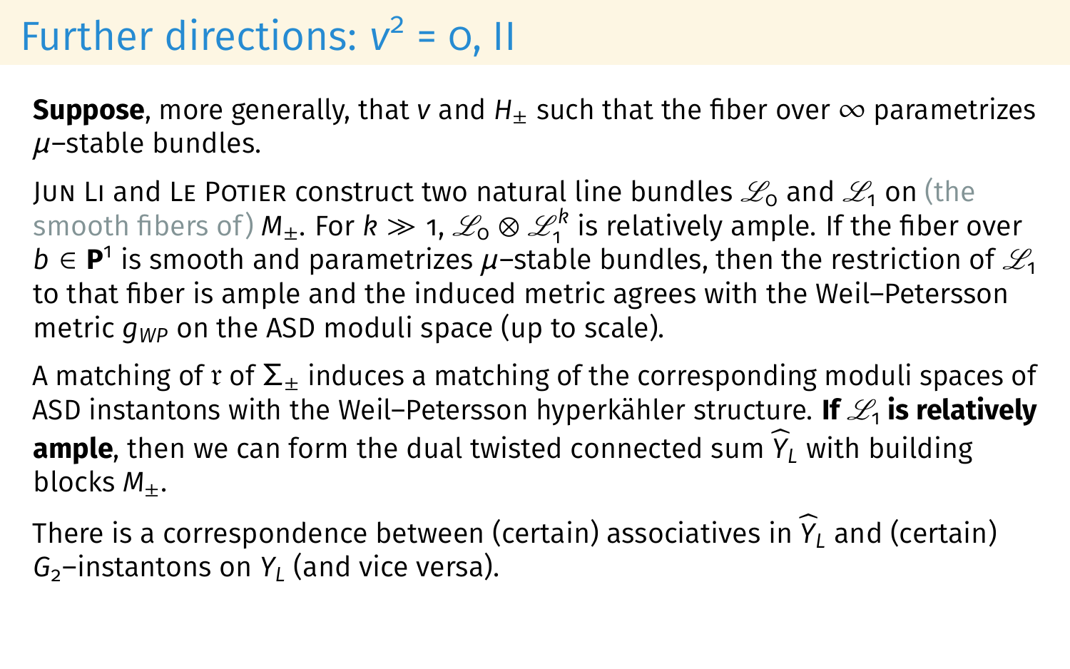# Further directions: $v^2 = 0$, II

**Suppose**, more generally, that $v$ and $H_\pm$ such that the fiber over $\infty$ parametrizes $\mu$–stable bundles.

Jun Li and Le Potier construct two natural line bundles $\mathscr{L}_0$ and $\mathscr{L}_1$ on (the smooth fibers of) $M_\pm$. For $k \gg 1$, $\mathscr{L}_0 \otimes \mathscr{L}_1^k$ is relatively ample. If the fiber over $b \in \mathbf{P}^1$ is smooth and parametrizes $\mu$–stable bundles, then the restriction of $\mathscr{L}_1$ to that fiber is ample and the induced metric agrees with the Weil–Petersson metric $g_{WP}$ on the ASD moduli space (up to scale).

A matching of $\mathfrak{r}$ of $\Sigma_\pm$ induces a matching of the corresponding moduli spaces of ASD instantons with the Weil–Petersson hyperkähler structure. **If $\mathscr{L}_1$ is relatively ample**, then we can form the dual twisted connected sum $\widehat{Y}_L$ with building blocks $M_\pm$.

There is a correspondence between (certain) associatives in $\widehat{Y}_L$ and (certain) $G_2$–instantons on $Y_L$ (and vice versa).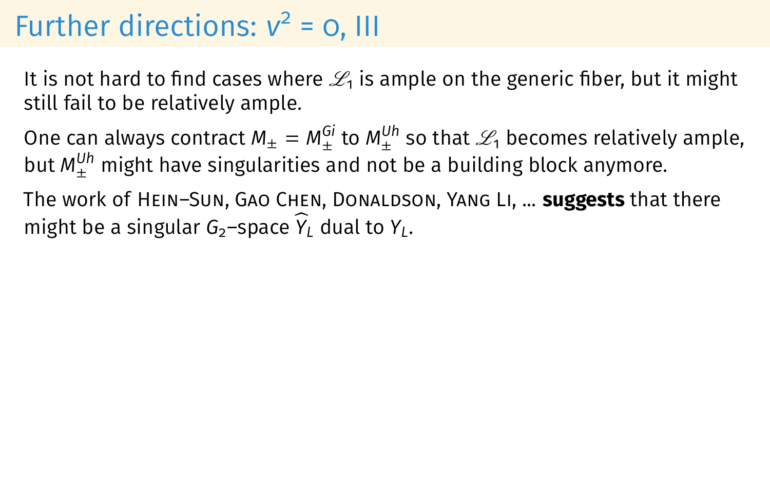# Further directions: $v^2 = 0$, III

It is not hard to find cases where $\mathscr{L}_1$ is ample on the generic fiber, but it might still fail to be relatively ample.

One can always contract $M_\pm = M_\pm^{Gi}$ to $M_\pm^{Uh}$ so that $\mathscr{L}_1$ becomes relatively ample, but $M_\pm^{Uh}$ might have singularities and not be a building block anymore.

The work of Hein–Sun, Gao Chen, Donaldson, Yang Li, … **suggests** that there might be a singular $G_2$–space $\widehat{Y}_L$ dual to $Y_L$.